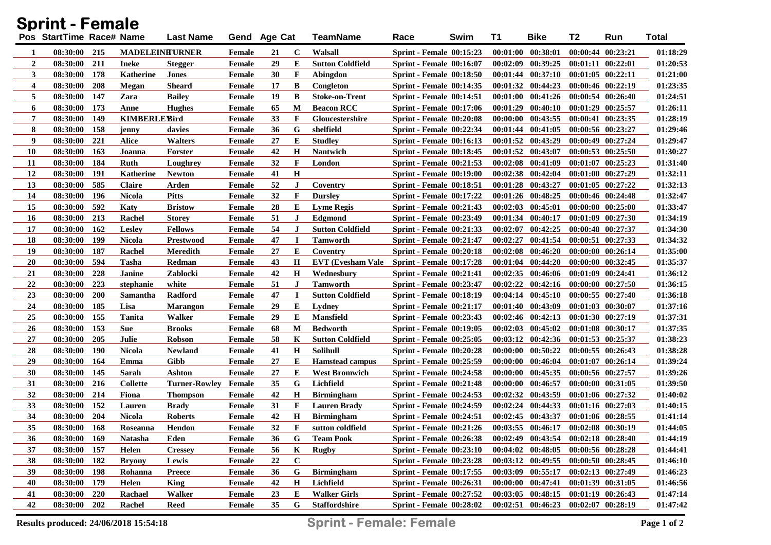# Sprint - Female

| Pos | StartTime | Race# | Name | Last Name | Gend | Age | Cat | TeamName | Race | Swim | T1 | Bike | T2 | Run | Total |
|---|---|---|---|---|---|---|---|---|---|---|---|---|---|---|---|
| 1 | 08:30:00 | 215 | MADELEINE | TURNER | Female | 21 | C | Walsall | Sprint - Female | 00:15:23 | 00:01:00 | 00:38:01 | 00:00:44 | 00:23:21 | 01:18:29 |
| 2 | 08:30:00 | 211 | Ineke | Stegger | Female | 29 | E | Sutton Coldfield | Sprint - Female | 00:16:07 | 00:02:09 | 00:39:25 | 00:01:11 | 00:22:01 | 01:20:53 |
| 3 | 08:30:00 | 178 | Katherine | Jones | Female | 30 | F | Abingdon | Sprint - Female | 00:18:50 | 00:01:44 | 00:37:10 | 00:01:05 | 00:22:11 | 01:21:00 |
| 4 | 08:30:00 | 208 | Megan | Sheard | Female | 17 | B | Congleton | Sprint - Female | 00:14:35 | 00:01:32 | 00:44:23 | 00:00:46 | 00:22:19 | 01:23:35 |
| 5 | 08:30:00 | 147 | Zara | Bailey | Female | 19 | B | Stoke-on-Trent | Sprint - Female | 00:14:51 | 00:01:00 | 00:41:26 | 00:00:54 | 00:26:40 | 01:24:51 |
| 6 | 08:30:00 | 173 | Anne | Hughes | Female | 65 | M | Beacon RCC | Sprint - Female | 00:17:06 | 00:01:29 | 00:40:10 | 00:01:29 | 00:25:57 | 01:26:11 |
| 7 | 08:30:00 | 149 | KIMBERLEY | Bird | Female | 33 | F | Gloucestershire | Sprint - Female | 00:20:08 | 00:00:00 | 00:43:55 | 00:00:41 | 00:23:35 | 01:28:19 |
| 8 | 08:30:00 | 158 | jenny | davies | Female | 36 | G | shelfield | Sprint - Female | 00:22:34 | 00:01:44 | 00:41:05 | 00:00:56 | 00:23:27 | 01:29:46 |
| 9 | 08:30:00 | 221 | Alice | Walters | Female | 27 | E | Studley | Sprint - Female | 00:16:13 | 00:01:52 | 00:43:29 | 00:00:49 | 00:27:24 | 01:29:47 |
| 10 | 08:30:00 | 163 | Joanna | Forster | Female | 42 | H | Nantwich | Sprint - Female | 00:18:45 | 00:01:52 | 00:43:07 | 00:00:53 | 00:25:50 | 01:30:27 |
| 11 | 08:30:00 | 184 | Ruth | Loughrey | Female | 32 | F | London | Sprint - Female | 00:21:53 | 00:02:08 | 00:41:09 | 00:01:07 | 00:25:23 | 01:31:40 |
| 12 | 08:30:00 | 191 | Katherine | Newton | Female | 41 | H |  | Sprint - Female | 00:19:00 | 00:02:38 | 00:42:04 | 00:01:00 | 00:27:29 | 01:32:11 |
| 13 | 08:30:00 | 585 | Claire | Arden | Female | 52 | J | Coventry | Sprint - Female | 00:18:51 | 00:01:28 | 00:43:27 | 00:01:05 | 00:27:22 | 01:32:13 |
| 14 | 08:30:00 | 196 | Nicola | Pitts | Female | 32 | F | Dursley | Sprint - Female | 00:17:22 | 00:01:26 | 00:48:25 | 00:00:46 | 00:24:48 | 01:32:47 |
| 15 | 08:30:00 | 592 | Katy | Bristow | Female | 28 | E | Lyme Regis | Sprint - Female | 00:21:43 | 00:02:03 | 00:45:01 | 00:00:00 | 00:25:00 | 01:33:47 |
| 16 | 08:30:00 | 213 | Rachel | Storey | Female | 51 | J | Edgmond | Sprint - Female | 00:23:49 | 00:01:34 | 00:40:17 | 00:01:09 | 00:27:30 | 01:34:19 |
| 17 | 08:30:00 | 162 | Lesley | Fellows | Female | 54 | J | Sutton Coldfield | Sprint - Female | 00:21:33 | 00:02:07 | 00:42:25 | 00:00:48 | 00:27:37 | 01:34:30 |
| 18 | 08:30:00 | 199 | Nicola | Prestwood | Female | 47 | I | Tamworth | Sprint - Female | 00:21:47 | 00:02:27 | 00:41:54 | 00:00:51 | 00:27:33 | 01:34:32 |
| 19 | 08:30:00 | 187 | Rachel | Meredith | Female | 27 | E | Coventry | Sprint - Female | 00:20:18 | 00:02:08 | 00:46:20 | 00:00:00 | 00:26:14 | 01:35:00 |
| 20 | 08:30:00 | 594 | Tasha | Redman | Female | 43 | H | EVT (Evesham Vale | Sprint - Female | 00:17:28 | 00:01:04 | 00:44:20 | 00:00:00 | 00:32:45 | 01:35:37 |
| 21 | 08:30:00 | 228 | Janine | Zablocki | Female | 42 | H | Wednesbury | Sprint - Female | 00:21:41 | 00:02:35 | 00:46:06 | 00:01:09 | 00:24:41 | 01:36:12 |
| 22 | 08:30:00 | 223 | stephanie | white | Female | 51 | J | Tamworth | Sprint - Female | 00:23:47 | 00:02:22 | 00:42:16 | 00:00:00 | 00:27:50 | 01:36:15 |
| 23 | 08:30:00 | 200 | Samantha | Radford | Female | 47 | I | Sutton Coldfield | Sprint - Female | 00:18:19 | 00:04:14 | 00:45:10 | 00:00:55 | 00:27:40 | 01:36:18 |
| 24 | 08:30:00 | 185 | Lisa | Marangon | Female | 29 | E | Lydney | Sprint - Female | 00:21:17 | 00:01:40 | 00:43:09 | 00:01:03 | 00:30:07 | 01:37:16 |
| 25 | 08:30:00 | 155 | Tanita | Walker | Female | 29 | E | Mansfield | Sprint - Female | 00:23:43 | 00:02:46 | 00:42:13 | 00:01:30 | 00:27:19 | 01:37:31 |
| 26 | 08:30:00 | 153 | Sue | Brooks | Female | 68 | M | Bedworth | Sprint - Female | 00:19:05 | 00:02:03 | 00:45:02 | 00:01:08 | 00:30:17 | 01:37:35 |
| 27 | 08:30:00 | 205 | Julie | Robson | Female | 58 | K | Sutton Coldfield | Sprint - Female | 00:25:05 | 00:03:12 | 00:42:36 | 00:01:53 | 00:25:37 | 01:38:23 |
| 28 | 08:30:00 | 190 | Nicola | Newland | Female | 41 | H | Solihull | Sprint - Female | 00:20:28 | 00:00:00 | 00:50:22 | 00:00:55 | 00:26:43 | 01:38:28 |
| 29 | 08:30:00 | 164 | Emma | Gibb | Female | 27 | E | Hamstead campus | Sprint - Female | 00:25:59 | 00:00:00 | 00:46:04 | 00:01:07 | 00:26:14 | 01:39:24 |
| 30 | 08:30:00 | 145 | Sarah | Ashton | Female | 27 | E | West Bromwich | Sprint - Female | 00:24:58 | 00:00:00 | 00:45:35 | 00:00:56 | 00:27:57 | 01:39:26 |
| 31 | 08:30:00 | 216 | Collette | Turner-Rowley | Female | 35 | G | Lichfield | Sprint - Female | 00:21:48 | 00:00:00 | 00:46:57 | 00:00:00 | 00:31:05 | 01:39:50 |
| 32 | 08:30:00 | 214 | Fiona | Thompson | Female | 42 | H | Birmingham | Sprint - Female | 00:24:53 | 00:02:32 | 00:43:59 | 00:01:06 | 00:27:32 | 01:40:02 |
| 33 | 08:30:00 | 152 | Lauren | Brady | Female | 31 | F | Lauren Brady | Sprint - Female | 00:24:59 | 00:02:24 | 00:44:33 | 00:01:16 | 00:27:03 | 01:40:15 |
| 34 | 08:30:00 | 204 | Nicola | Roberts | Female | 42 | H | Birmingham | Sprint - Female | 00:24:51 | 00:02:45 | 00:43:37 | 00:01:06 | 00:28:55 | 01:41:14 |
| 35 | 08:30:00 | 168 | Roseanna | Hendon | Female | 32 | F | sutton coldfield | Sprint - Female | 00:21:26 | 00:03:55 | 00:46:17 | 00:02:08 | 00:30:19 | 01:44:05 |
| 36 | 08:30:00 | 169 | Natasha | Eden | Female | 36 | G | Team Pook | Sprint - Female | 00:26:38 | 00:02:49 | 00:43:54 | 00:02:18 | 00:28:40 | 01:44:19 |
| 37 | 08:30:00 | 157 | Helen | Cressey | Female | 56 | K | Rugby | Sprint - Female | 00:23:10 | 00:04:02 | 00:48:05 | 00:00:56 | 00:28:28 | 01:44:41 |
| 38 | 08:30:00 | 182 | Bryony | Lewis | Female | 22 | C |  | Sprint - Female | 00:23:28 | 00:03:12 | 00:49:55 | 00:00:50 | 00:28:45 | 01:46:10 |
| 39 | 08:30:00 | 198 | Rohanna | Preece | Female | 36 | G | Birmingham | Sprint - Female | 00:17:55 | 00:03:09 | 00:55:17 | 00:02:13 | 00:27:49 | 01:46:23 |
| 40 | 08:30:00 | 179 | Helen | King | Female | 42 | H | Lichfield | Sprint - Female | 00:26:31 | 00:00:00 | 00:47:41 | 00:01:39 | 00:31:05 | 01:46:56 |
| 41 | 08:30:00 | 220 | Rachael | Walker | Female | 23 | E | Walker Girls | Sprint - Female | 00:27:52 | 00:03:05 | 00:48:15 | 00:01:19 | 00:26:43 | 01:47:14 |
| 42 | 08:30:00 | 202 | Rachel | Reed | Female | 35 | G | Staffordshire | Sprint - Female | 00:28:02 | 00:02:51 | 00:46:23 | 00:02:07 | 00:28:19 | 01:47:42 |

Results produced: 24/06/2018 15:54:18

**Sprint - Female: Female**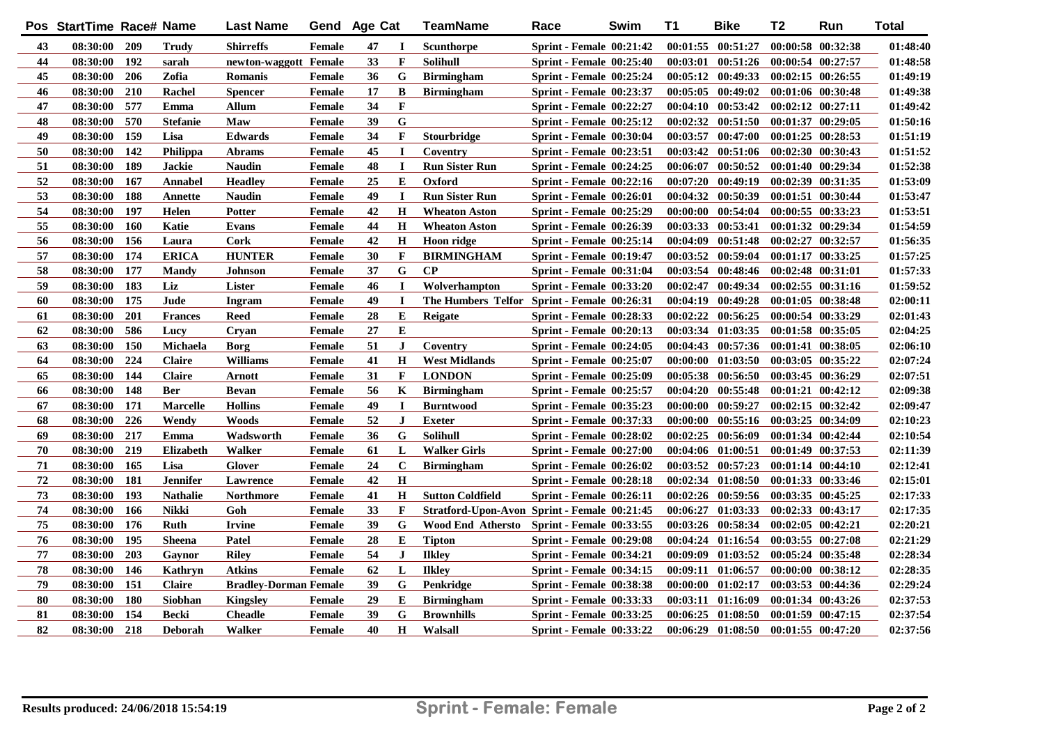| Pos | StartTime | Race# | Name | Last Name | Gend | Age | Cat | TeamName | Race | Swim | T1 | Bike | T2 | Run | Total |
|---|---|---|---|---|---|---|---|---|---|---|---|---|---|---|---|
| 43 | 08:30:00 | 209 | Trudy | Shirreffs | Female | 47 | I | Scunthorpe | Sprint - Female | 00:21:42 | 00:01:55 | 00:51:27 | 00:00:58 | 00:32:38 | 01:48:40 |
| 44 | 08:30:00 | 192 | sarah | newton-waggott | Female | 33 | F | Solihull | Sprint - Female | 00:25:40 | 00:03:01 | 00:51:26 | 00:00:54 | 00:27:57 | 01:48:58 |
| 45 | 08:30:00 | 206 | Zofia | Romanis | Female | 36 | G | Birmingham | Sprint - Female | 00:25:24 | 00:05:12 | 00:49:33 | 00:02:15 | 00:26:55 | 01:49:19 |
| 46 | 08:30:00 | 210 | Rachel | Spencer | Female | 17 | B | Birmingham | Sprint - Female | 00:23:37 | 00:05:05 | 00:49:02 | 00:01:06 | 00:30:48 | 01:49:38 |
| 47 | 08:30:00 | 577 | Emma | Allum | Female | 34 | F | | Sprint - Female | 00:22:27 | 00:04:10 | 00:53:42 | 00:02:12 | 00:27:11 | 01:49:42 |
| 48 | 08:30:00 | 570 | Stefanie | Maw | Female | 39 | G | | Sprint - Female | 00:25:12 | 00:02:32 | 00:51:50 | 00:01:37 | 00:29:05 | 01:50:16 |
| 49 | 08:30:00 | 159 | Lisa | Edwards | Female | 34 | F | Stourbridge | Sprint - Female | 00:30:04 | 00:03:57 | 00:47:00 | 00:01:25 | 00:28:53 | 01:51:19 |
| 50 | 08:30:00 | 142 | Philippa | Abrams | Female | 45 | I | Coventry | Sprint - Female | 00:23:51 | 00:03:42 | 00:51:06 | 00:02:30 | 00:30:43 | 01:51:52 |
| 51 | 08:30:00 | 189 | Jackie | Naudin | Female | 48 | I | Run Sister Run | Sprint - Female | 00:24:25 | 00:06:07 | 00:50:52 | 00:01:40 | 00:29:34 | 01:52:38 |
| 52 | 08:30:00 | 167 | Annabel | Headley | Female | 25 | E | Oxford | Sprint - Female | 00:22:16 | 00:07:20 | 00:49:19 | 00:02:39 | 00:31:35 | 01:53:09 |
| 53 | 08:30:00 | 188 | Annette | Naudin | Female | 49 | I | Run Sister Run | Sprint - Female | 00:26:01 | 00:04:32 | 00:50:39 | 00:01:51 | 00:30:44 | 01:53:47 |
| 54 | 08:30:00 | 197 | Helen | Potter | Female | 42 | H | Wheaton Aston | Sprint - Female | 00:25:29 | 00:00:00 | 00:54:04 | 00:00:55 | 00:33:23 | 01:53:51 |
| 55 | 08:30:00 | 160 | Katie | Evans | Female | 44 | H | Wheaton Aston | Sprint - Female | 00:26:39 | 00:03:33 | 00:53:41 | 00:01:32 | 00:29:34 | 01:54:59 |
| 56 | 08:30:00 | 156 | Laura | Cork | Female | 42 | H | Hoon ridge | Sprint - Female | 00:25:14 | 00:04:09 | 00:51:48 | 00:02:27 | 00:32:57 | 01:56:35 |
| 57 | 08:30:00 | 174 | ERICA | HUNTER | Female | 30 | F | BIRMINGHAM | Sprint - Female | 00:19:47 | 00:03:52 | 00:59:04 | 00:01:17 | 00:33:25 | 01:57:25 |
| 58 | 08:30:00 | 177 | Mandy | Johnson | Female | 37 | G | CP | Sprint - Female | 00:31:04 | 00:03:54 | 00:48:46 | 00:02:48 | 00:31:01 | 01:57:33 |
| 59 | 08:30:00 | 183 | Liz | Lister | Female | 46 | I | Wolverhampton | Sprint - Female | 00:33:20 | 00:02:47 | 00:49:34 | 00:02:55 | 00:31:16 | 01:59:52 |
| 60 | 08:30:00 | 175 | Jude | Ingram | Female | 49 | I | The Humbers Telfor | Sprint - Female | 00:26:31 | 00:04:19 | 00:49:28 | 00:01:05 | 00:38:48 | 02:00:11 |
| 61 | 08:30:00 | 201 | Frances | Reed | Female | 28 | E | Reigate | Sprint - Female | 00:28:33 | 00:02:22 | 00:56:25 | 00:00:54 | 00:33:29 | 02:01:43 |
| 62 | 08:30:00 | 586 | Lucy | Cryan | Female | 27 | E | | Sprint - Female | 00:20:13 | 00:03:34 | 01:03:35 | 00:01:58 | 00:35:05 | 02:04:25 |
| 63 | 08:30:00 | 150 | Michaela | Borg | Female | 51 | J | Coventry | Sprint - Female | 00:24:05 | 00:04:43 | 00:57:36 | 00:01:41 | 00:38:05 | 02:06:10 |
| 64 | 08:30:00 | 224 | Claire | Williams | Female | 41 | H | West Midlands | Sprint - Female | 00:25:07 | 00:00:00 | 01:03:50 | 00:03:05 | 00:35:22 | 02:07:24 |
| 65 | 08:30:00 | 144 | Claire | Arnott | Female | 31 | F | LONDON | Sprint - Female | 00:25:09 | 00:05:38 | 00:56:50 | 00:03:45 | 00:36:29 | 02:07:51 |
| 66 | 08:30:00 | 148 | Ber | Bevan | Female | 56 | K | Birmingham | Sprint - Female | 00:25:57 | 00:04:20 | 00:55:48 | 00:01:21 | 00:42:12 | 02:09:38 |
| 67 | 08:30:00 | 171 | Marcelle | Hollins | Female | 49 | I | Burntwood | Sprint - Female | 00:35:23 | 00:00:00 | 00:59:27 | 00:02:15 | 00:32:42 | 02:09:47 |
| 68 | 08:30:00 | 226 | Wendy | Woods | Female | 52 | J | Exeter | Sprint - Female | 00:37:33 | 00:00:00 | 00:55:16 | 00:03:25 | 00:34:09 | 02:10:23 |
| 69 | 08:30:00 | 217 | Emma | Wadsworth | Female | 36 | G | Solihull | Sprint - Female | 00:28:02 | 00:02:25 | 00:56:09 | 00:01:34 | 00:42:44 | 02:10:54 |
| 70 | 08:30:00 | 219 | Elizabeth | Walker | Female | 61 | L | Walker Girls | Sprint - Female | 00:27:00 | 00:04:06 | 01:00:51 | 00:01:49 | 00:37:53 | 02:11:39 |
| 71 | 08:30:00 | 165 | Lisa | Glover | Female | 24 | C | Birmingham | Sprint - Female | 00:26:02 | 00:03:52 | 00:57:23 | 00:01:14 | 00:44:10 | 02:12:41 |
| 72 | 08:30:00 | 181 | Jennifer | Lawrence | Female | 42 | H | | Sprint - Female | 00:28:18 | 00:02:34 | 01:08:50 | 00:01:33 | 00:33:46 | 02:15:01 |
| 73 | 08:30:00 | 193 | Nathalie | Northmore | Female | 41 | H | Sutton Coldfield | Sprint - Female | 00:26:11 | 00:02:26 | 00:59:56 | 00:03:35 | 00:45:25 | 02:17:33 |
| 74 | 08:30:00 | 166 | Nikki | Goh | Female | 33 | F | Stratford-Upon-Avon | Sprint - Female | 00:21:45 | 00:06:27 | 01:03:33 | 00:02:33 | 00:43:17 | 02:17:35 |
| 75 | 08:30:00 | 176 | Ruth | Irvine | Female | 39 | G | Wood End Athersto | Sprint - Female | 00:33:55 | 00:03:26 | 00:58:34 | 00:02:05 | 00:42:21 | 02:20:21 |
| 76 | 08:30:00 | 195 | Sheena | Patel | Female | 28 | E | Tipton | Sprint - Female | 00:29:08 | 00:04:24 | 01:16:54 | 00:03:55 | 00:27:08 | 02:21:29 |
| 77 | 08:30:00 | 203 | Gaynor | Riley | Female | 54 | J | Ilkley | Sprint - Female | 00:34:21 | 00:09:09 | 01:03:52 | 00:05:24 | 00:35:48 | 02:28:34 |
| 78 | 08:30:00 | 146 | Kathryn | Atkins | Female | 62 | L | Ilkley | Sprint - Female | 00:34:15 | 00:09:11 | 01:06:57 | 00:00:00 | 00:38:12 | 02:28:35 |
| 79 | 08:30:00 | 151 | Claire | Bradley-Dorman | Female | 39 | G | Penkridge | Sprint - Female | 00:38:38 | 00:00:00 | 01:02:17 | 00:03:53 | 00:44:36 | 02:29:24 |
| 80 | 08:30:00 | 180 | Siobhan | Kingsley | Female | 29 | E | Birmingham | Sprint - Female | 00:33:33 | 00:03:11 | 01:16:09 | 00:01:34 | 00:43:26 | 02:37:53 |
| 81 | 08:30:00 | 154 | Becki | Cheadle | Female | 39 | G | Brownhills | Sprint - Female | 00:33:25 | 00:06:25 | 01:08:50 | 00:01:59 | 00:47:15 | 02:37:54 |
| 82 | 08:30:00 | 218 | Deborah | Walker | Female | 40 | H | Walsall | Sprint - Female | 00:33:22 | 00:06:29 | 01:08:50 | 00:01:55 | 00:47:20 | 02:37:56 |

**Results produced: 24/06/2018 15:54:19**

**Sprint - Female: Female**